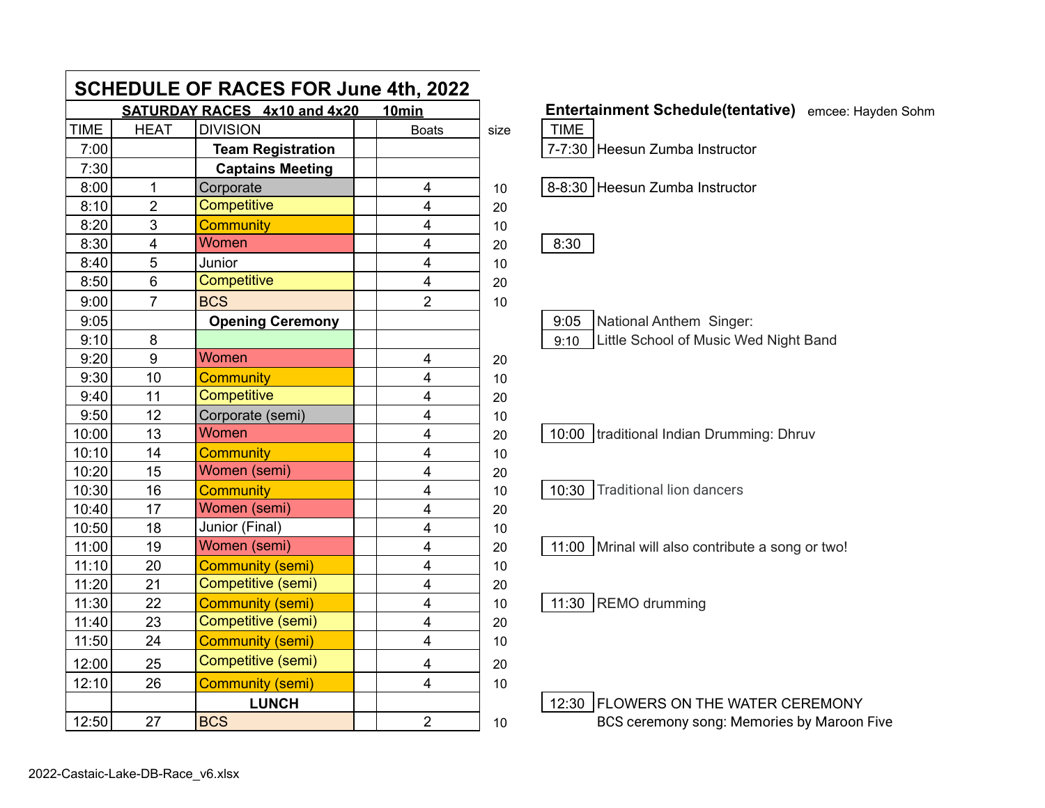# SCHEDULE OF RACES FOR June 4th, 2022

**SATURDAY RACES 4x10 and 4x20 10min**

| TIME | HEAT | DIVISION | | Boats | size |
|---|---|---|---|---|---|
| 7:00 | | **Team Registration** | | | |
| 7:30 | | **Captains Meeting** | | | |
| 8:00 | 1 | Corporate | | 4 | 10 |
| 8:10 | 2 | Competitive | | 4 | 20 |
| 8:20 | 3 | Community | | 4 | 10 |
| 8:30 | 4 | Women | | 4 | 20 |
| 8:40 | 5 | Junior | | 4 | 10 |
| 8:50 | 6 | Competitive | | 4 | 20 |
| 9:00 | 7 | BCS | | 2 | 10 |
| 9:05 | | **Opening Ceremony** | | | |
| 9:10 | 8 | | | | |
| 9:20 | 9 | Women | | 4 | 20 |
| 9:30 | 10 | Community | | 4 | 10 |
| 9:40 | 11 | Competitive | | 4 | 20 |
| 9:50 | 12 | Corporate (semi) | | 4 | 10 |
| 10:00 | 13 | Women | | 4 | 20 |
| 10:10 | 14 | Community | | 4 | 10 |
| 10:20 | 15 | Women (semi) | | 4 | 20 |
| 10:30 | 16 | Community | | 4 | 10 |
| 10:40 | 17 | Women (semi) | | 4 | 20 |
| 10:50 | 18 | Junior (Final) | | 4 | 10 |
| 11:00 | 19 | Women (semi) | | 4 | 20 |
| 11:10 | 20 | Community (semi) | | 4 | 10 |
| 11:20 | 21 | Competitive (semi) | | 4 | 20 |
| 11:30 | 22 | Community (semi) | | 4 | 10 |
| 11:40 | 23 | Competitive (semi) | | 4 | 20 |
| 11:50 | 24 | Community (semi) | | 4 | 10 |
| 12:00 | 25 | Competitive (semi) | | 4 | 20 |
| 12:10 | 26 | Community (semi) | | 4 | 10 |
| | | **LUNCH** | | | |
| 12:50 | 27 | BCS | | 2 | 10 |

**Entertainment Schedule(tentative)** emcee: Hayden Sohm

| TIME | |
|---|---|
| 7-7:30 | Heesun Zumba Instructor |
| 8-8:30 | Heesun Zumba Instructor |
| 8:30 | |
| 9:05 | National Anthem Singer: |
| 9:10 | Little School of Music Wed Night Band |
| 10:00 | traditional Indian Drumming: Dhruv |
| 10:30 | Traditional lion dancers |
| 11:00 | Mrinal will also contribute a song or two! |
| 11:30 | REMO drumming |
| 12:30 | FLOWERS ON THE WATER CEREMONY<br>BCS ceremony song: Memories by Maroon Five |

2022-Castaic-Lake-DB-Race_v6.xlsx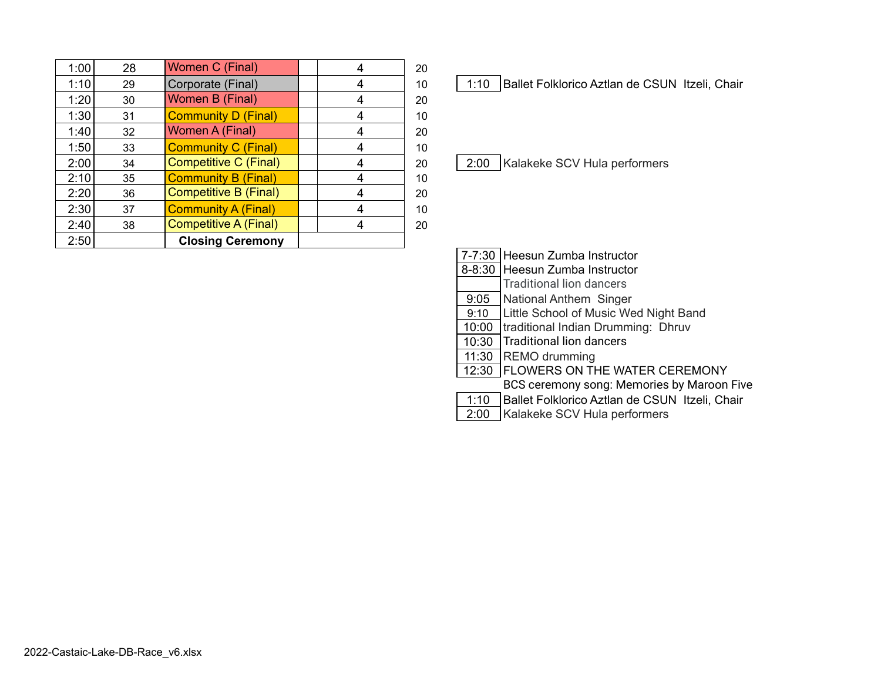| | | | | | |
|---|---|---|---|---|---|
| 1:00 | 28 | Women C (Final) | | 4 | 20 |
| 1:10 | 29 | Corporate (Final) | | 4 | 10 |
| 1:20 | 30 | Women B (Final) | | 4 | 20 |
| 1:30 | 31 | Community D (Final) | | 4 | 10 |
| 1:40 | 32 | Women A (Final) | | 4 | 20 |
| 1:50 | 33 | Community C (Final) | | 4 | 10 |
| 2:00 | 34 | Competitive C (Final) | | 4 | 20 |
| 2:10 | 35 | Community B (Final) | | 4 | 10 |
| 2:20 | 36 | Competitive B (Final) | | 4 | 20 |
| 2:30 | 37 | Community A (Final) | | 4 | 10 |
| 2:40 | 38 | Competitive A (Final) | | 4 | 20 |
| 2:50 | | **Closing Ceremony** | | | |

| | |
|---|---|
| 1:10 | Ballet Folklorico Aztlan de CSUN Itzeli, Chair |
| 2:00 | Kalakeke SCV Hula performers |

| | |
|---|---|
| 7-7:30 | Heesun Zumba Instructor |
| 8-8:30 | Heesun Zumba Instructor |
| | Traditional lion dancers |
| 9:05 | National Anthem Singer |
| 9:10 | Little School of Music Wed Night Band |
| 10:00 | traditional Indian Drumming: Dhruv |
| 10:30 | Traditional lion dancers |
| 11:30 | REMO drumming |
| 12:30 | FLOWERS ON THE WATER CEREMONY |
| | BCS ceremony song: Memories by Maroon Five |
| 1:10 | Ballet Folklorico Aztlan de CSUN Itzeli, Chair |
| 2:00 | Kalakeke SCV Hula performers |

2022-Castaic-Lake-DB-Race_v6.xlsx